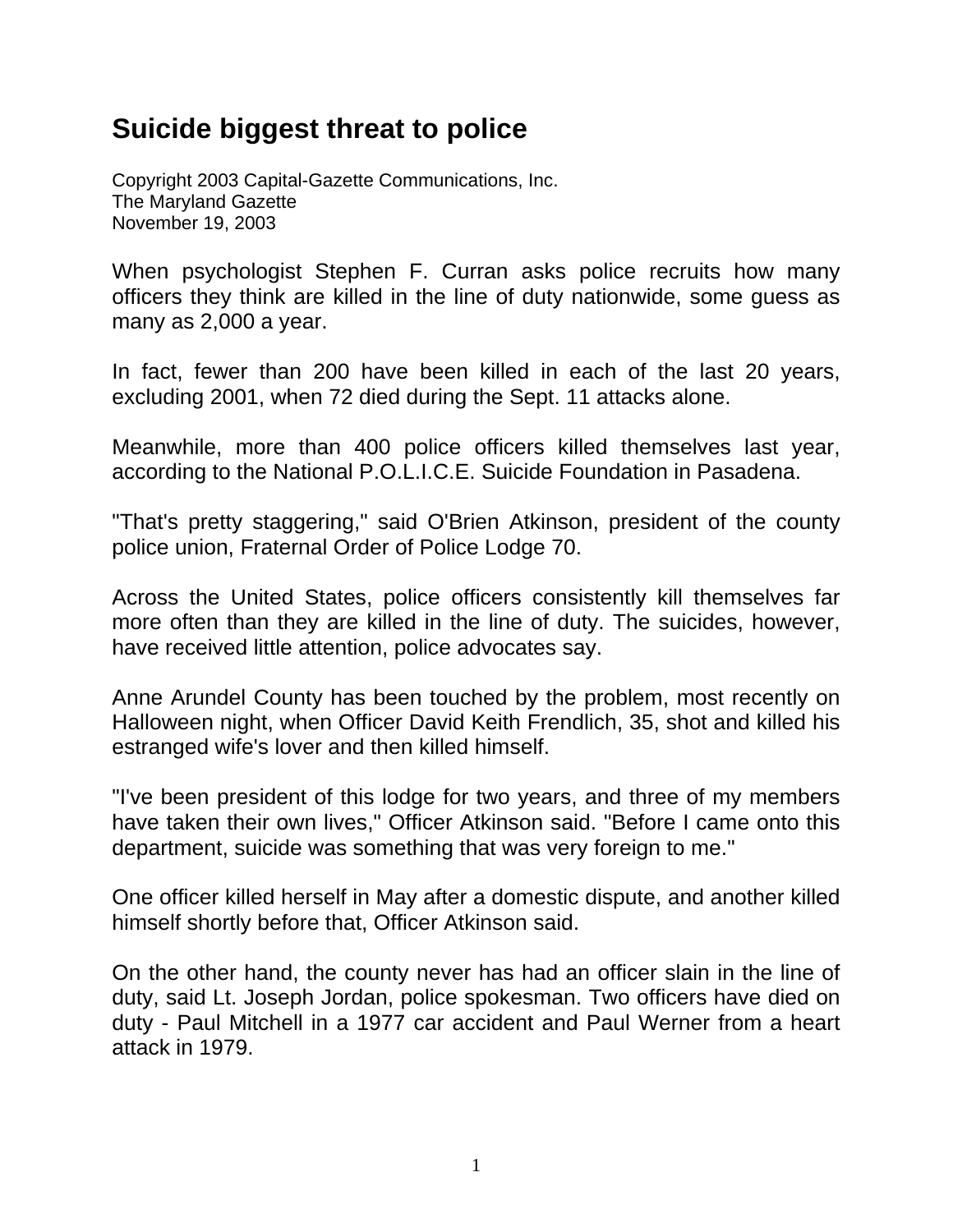# Suicide biggest threat to police

Copyright 2003 Capital-Gazette Communications, Inc.
The Maryland Gazette
November 19, 2003

When psychologist Stephen F. Curran asks police recruits how many officers they think are killed in the line of duty nationwide, some guess as many as 2,000 a year.

In fact, fewer than 200 have been killed in each of the last 20 years, excluding 2001, when 72 died during the Sept. 11 attacks alone.

Meanwhile, more than 400 police officers killed themselves last year, according to the National P.O.L.I.C.E. Suicide Foundation in Pasadena.

"That's pretty staggering," said O'Brien Atkinson, president of the county police union, Fraternal Order of Police Lodge 70.

Across the United States, police officers consistently kill themselves far more often than they are killed in the line of duty. The suicides, however, have received little attention, police advocates say.

Anne Arundel County has been touched by the problem, most recently on Halloween night, when Officer David Keith Frendlich, 35, shot and killed his estranged wife's lover and then killed himself.

"I've been president of this lodge for two years, and three of my members have taken their own lives," Officer Atkinson said. "Before I came onto this department, suicide was something that was very foreign to me."

One officer killed herself in May after a domestic dispute, and another killed himself shortly before that, Officer Atkinson said.

On the other hand, the county never has had an officer slain in the line of duty, said Lt. Joseph Jordan, police spokesman. Two officers have died on duty - Paul Mitchell in a 1977 car accident and Paul Werner from a heart attack in 1979.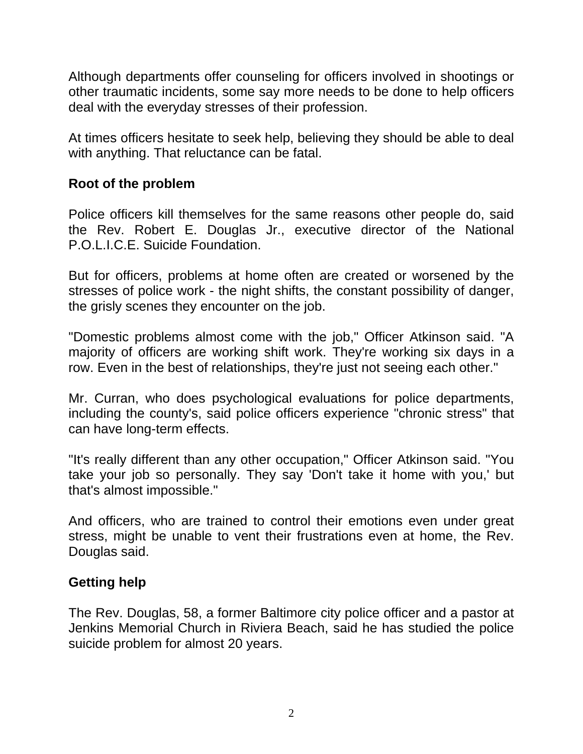Although departments offer counseling for officers involved in shootings or other traumatic incidents, some say more needs to be done to help officers deal with the everyday stresses of their profession.

At times officers hesitate to seek help, believing they should be able to deal with anything. That reluctance can be fatal.

**Root of the problem**

Police officers kill themselves for the same reasons other people do, said the Rev. Robert E. Douglas Jr., executive director of the National P.O.L.I.C.E. Suicide Foundation.

But for officers, problems at home often are created or worsened by the stresses of police work - the night shifts, the constant possibility of danger, the grisly scenes they encounter on the job.

"Domestic problems almost come with the job," Officer Atkinson said. "A majority of officers are working shift work. They're working six days in a row. Even in the best of relationships, they're just not seeing each other."

Mr. Curran, who does psychological evaluations for police departments, including the county's, said police officers experience "chronic stress" that can have long-term effects.

"It's really different than any other occupation," Officer Atkinson said. "You take your job so personally. They say 'Don't take it home with you,' but that's almost impossible."

And officers, who are trained to control their emotions even under great stress, might be unable to vent their frustrations even at home, the Rev. Douglas said.

**Getting help**

The Rev. Douglas, 58, a former Baltimore city police officer and a pastor at Jenkins Memorial Church in Riviera Beach, said he has studied the police suicide problem for almost 20 years.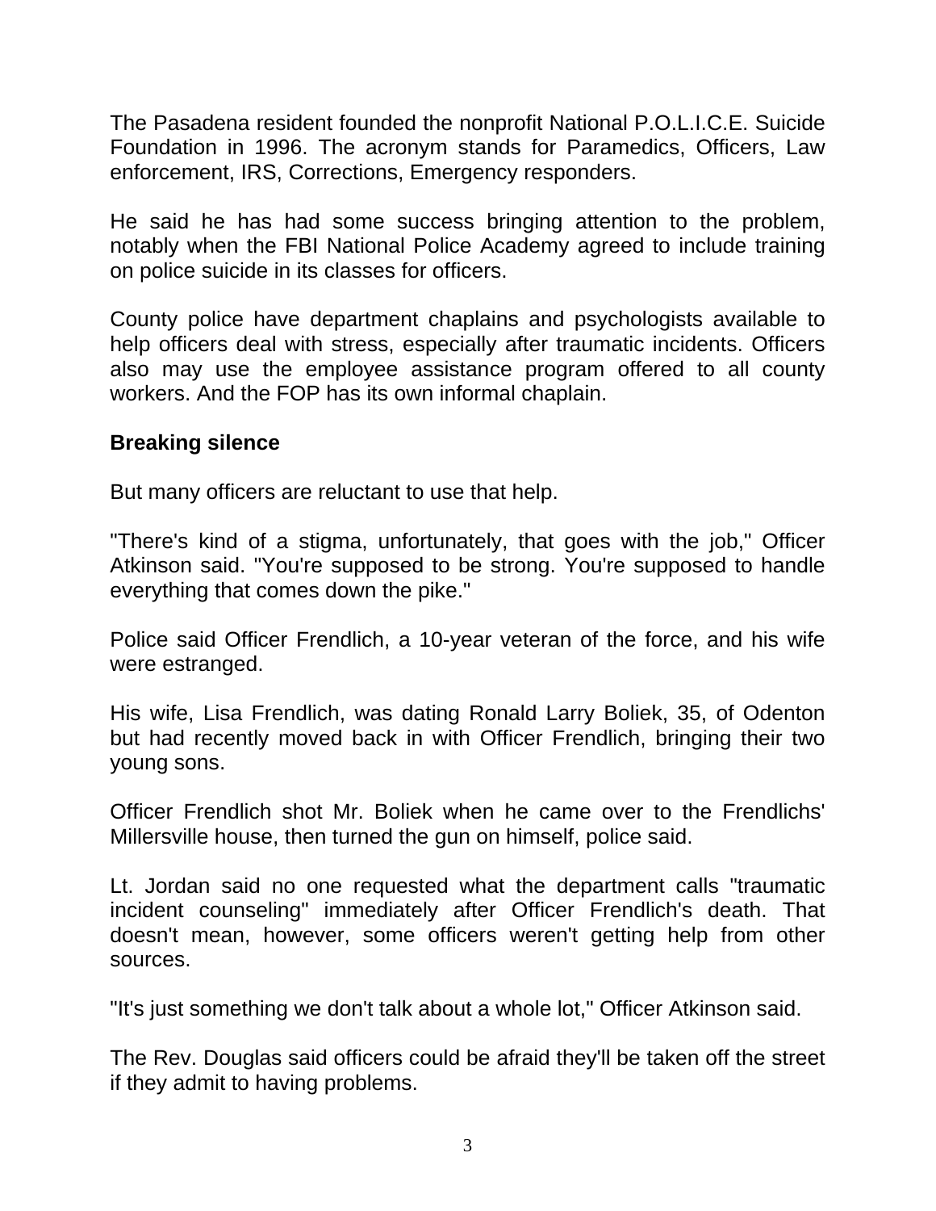The Pasadena resident founded the nonprofit National P.O.L.I.C.E. Suicide Foundation in 1996. The acronym stands for Paramedics, Officers, Law enforcement, IRS, Corrections, Emergency responders.

He said he has had some success bringing attention to the problem, notably when the FBI National Police Academy agreed to include training on police suicide in its classes for officers.

County police have department chaplains and psychologists available to help officers deal with stress, especially after traumatic incidents. Officers also may use the employee assistance program offered to all county workers. And the FOP has its own informal chaplain.

**Breaking silence**

But many officers are reluctant to use that help.

"There's kind of a stigma, unfortunately, that goes with the job," Officer Atkinson said. "You're supposed to be strong. You're supposed to handle everything that comes down the pike."

Police said Officer Frendlich, a 10-year veteran of the force, and his wife were estranged.

His wife, Lisa Frendlich, was dating Ronald Larry Boliek, 35, of Odenton but had recently moved back in with Officer Frendlich, bringing their two young sons.

Officer Frendlich shot Mr. Boliek when he came over to the Frendlichs' Millersville house, then turned the gun on himself, police said.

Lt. Jordan said no one requested what the department calls "traumatic incident counseling" immediately after Officer Frendlich's death. That doesn't mean, however, some officers weren't getting help from other sources.

"It's just something we don't talk about a whole lot," Officer Atkinson said.

The Rev. Douglas said officers could be afraid they'll be taken off the street if they admit to having problems.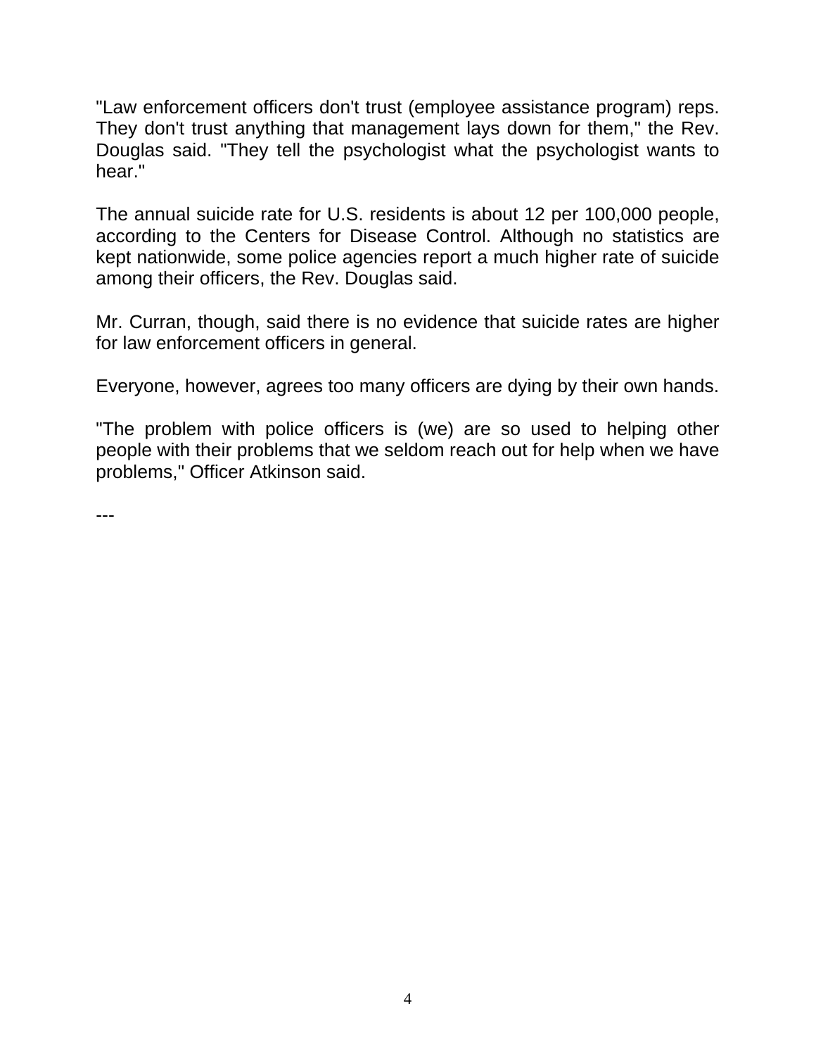"Law enforcement officers don't trust (employee assistance program) reps. They don't trust anything that management lays down for them," the Rev. Douglas said. "They tell the psychologist what the psychologist wants to hear."

The annual suicide rate for U.S. residents is about 12 per 100,000 people, according to the Centers for Disease Control. Although no statistics are kept nationwide, some police agencies report a much higher rate of suicide among their officers, the Rev. Douglas said.

Mr. Curran, though, said there is no evidence that suicide rates are higher for law enforcement officers in general.

Everyone, however, agrees too many officers are dying by their own hands.

"The problem with police officers is (we) are so used to helping other people with their problems that we seldom reach out for help when we have problems," Officer Atkinson said.

---